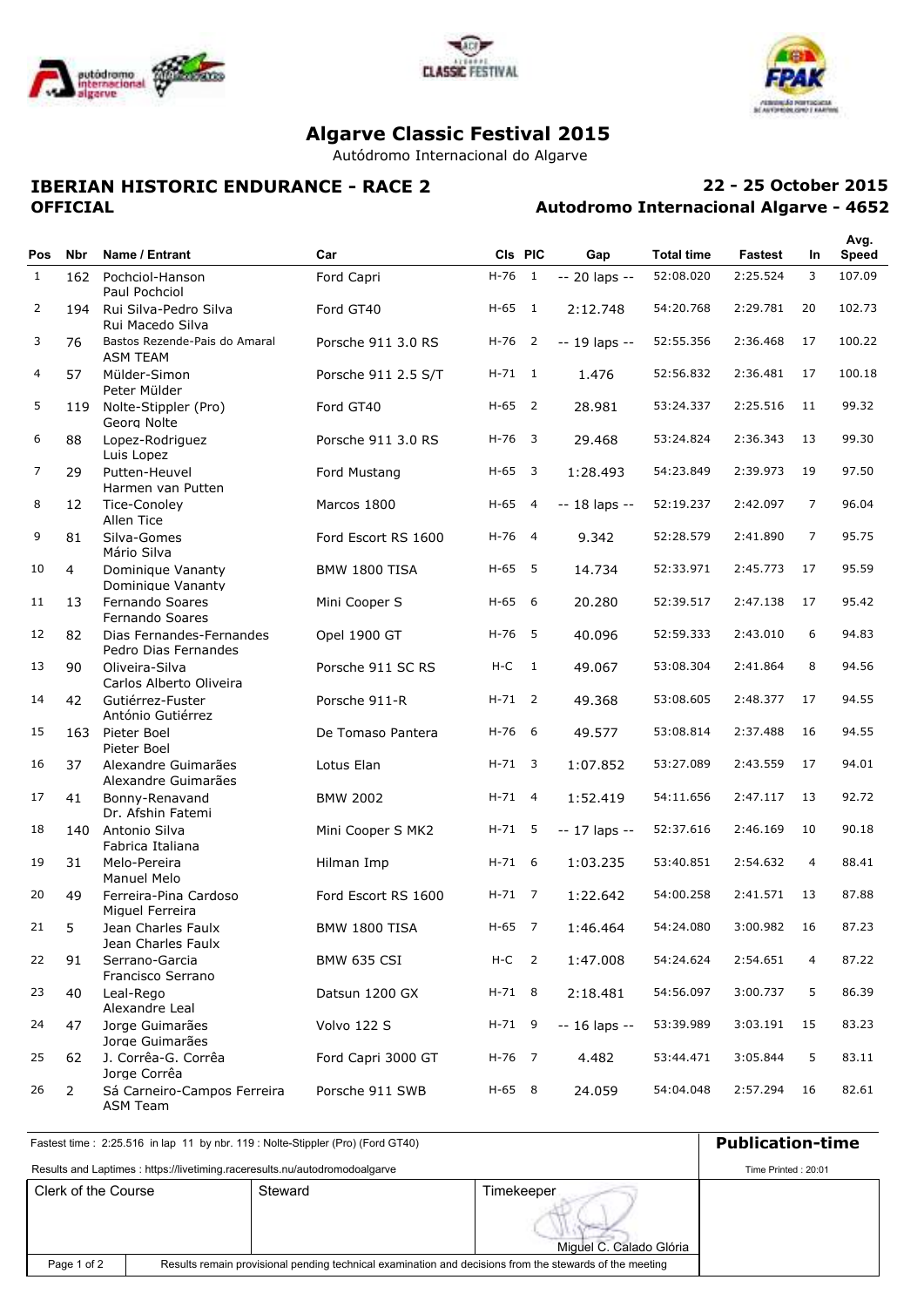# Algarve Classic Festival 2015

Autódromo Internacional do Algarve

## IBERIAN HISTORIC ENDURANCE - RACE 2

**OFFICIAL**

**22 - 25 October 2015**

**Autodromo Internacional Algarve - 4652**

| Pos | Nbr | Name / Entrant | Car | Cls | PIC | Gap | Total time | Fastest | In | Avg. Speed |
|---|---|---|---|---|---|---|---|---|---|---|
| 1 | 162 | Pochciol-Hanson<br>Paul Pochciol | Ford Capri | H-76 | 1 | -- 20 laps -- | 52:08.020 | 2:25.524 | 3 | 107.09 |
| 2 | 194 | Rui Silva-Pedro Silva<br>Rui Macedo Silva | Ford GT40 | H-65 | 1 | 2:12.748 | 54:20.768 | 2:29.781 | 20 | 102.73 |
| 3 | 76 | Bastos Rezende-Pais do Amaral<br>ASM TEAM | Porsche 911 3.0 RS | H-76 | 2 | -- 19 laps -- | 52:55.356 | 2:36.468 | 17 | 100.22 |
| 4 | 57 | Mülder-Simon<br>Peter Mülder | Porsche 911 2.5 S/T | H-71 | 1 | 1.476 | 52:56.832 | 2:36.481 | 17 | 100.18 |
| 5 | 119 | Nolte-Stippler (Pro)<br>Georg Nolte | Ford GT40 | H-65 | 2 | 28.981 | 53:24.337 | 2:25.516 | 11 | 99.32 |
| 6 | 88 | Lopez-Rodriguez<br>Luis Lopez | Porsche 911 3.0 RS | H-76 | 3 | 29.468 | 53:24.824 | 2:36.343 | 13 | 99.30 |
| 7 | 29 | Putten-Heuvel<br>Harmen van Putten | Ford Mustang | H-65 | 3 | 1:28.493 | 54:23.849 | 2:39.973 | 19 | 97.50 |
| 8 | 12 | Tice-Conoley<br>Allen Tice | Marcos 1800 | H-65 | 4 | -- 18 laps -- | 52:19.237 | 2:42.097 | 7 | 96.04 |
| 9 | 81 | Silva-Gomes<br>Mário Silva | Ford Escort RS 1600 | H-76 | 4 | 9.342 | 52:28.579 | 2:41.890 | 7 | 95.75 |
| 10 | 4 | Dominique Vananty<br>Dominique Vananty | BMW 1800 TISA | H-65 | 5 | 14.734 | 52:33.971 | 2:45.773 | 17 | 95.59 |
| 11 | 13 | Fernando Soares<br>Fernando Soares | Mini Cooper S | H-65 | 6 | 20.280 | 52:39.517 | 2:47.138 | 17 | 95.42 |
| 12 | 82 | Dias Fernandes-Fernandes<br>Pedro Dias Fernandes | Opel 1900 GT | H-76 | 5 | 40.096 | 52:59.333 | 2:43.010 | 6 | 94.83 |
| 13 | 90 | Oliveira-Silva<br>Carlos Alberto Oliveira | Porsche 911 SC RS | H-C | 1 | 49.067 | 53:08.304 | 2:41.864 | 8 | 94.56 |
| 14 | 42 | Gutiérrez-Fuster<br>António Gutiérrez | Porsche 911-R | H-71 | 2 | 49.368 | 53:08.605 | 2:48.377 | 17 | 94.55 |
| 15 | 163 | Pieter Boel<br>Pieter Boel | De Tomaso Pantera | H-76 | 6 | 49.577 | 53:08.814 | 2:37.488 | 16 | 94.55 |
| 16 | 37 | Alexandre Guimarães<br>Alexandre Guimarães | Lotus Elan | H-71 | 3 | 1:07.852 | 53:27.089 | 2:43.559 | 17 | 94.01 |
| 17 | 41 | Bonny-Renavand<br>Dr. Afshin Fatemi | BMW 2002 | H-71 | 4 | 1:52.419 | 54:11.656 | 2:47.117 | 13 | 92.72 |
| 18 | 140 | Antonio Silva<br>Fabrica Italiana | Mini Cooper S MK2 | H-71 | 5 | -- 17 laps -- | 52:37.616 | 2:46.169 | 10 | 90.18 |
| 19 | 31 | Melo-Pereira<br>Manuel Melo | Hilman Imp | H-71 | 6 | 1:03.235 | 53:40.851 | 2:54.632 | 4 | 88.41 |
| 20 | 49 | Ferreira-Pina Cardoso<br>Miguel Ferreira | Ford Escort RS 1600 | H-71 | 7 | 1:22.642 | 54:00.258 | 2:41.571 | 13 | 87.88 |
| 21 | 5 | Jean Charles Faulx<br>Jean Charles Faulx | BMW 1800 TISA | H-65 | 7 | 1:46.464 | 54:24.080 | 3:00.982 | 16 | 87.23 |
| 22 | 91 | Serrano-Garcia<br>Francisco Serrano | BMW 635 CSI | H-C | 2 | 1:47.008 | 54:24.624 | 2:54.651 | 4 | 87.22 |
| 23 | 40 | Leal-Rego<br>Alexandre Leal | Datsun 1200 GX | H-71 | 8 | 2:18.481 | 54:56.097 | 3:00.737 | 5 | 86.39 |
| 24 | 47 | Jorge Guimarães<br>Jorge Guimarães | Volvo 122 S | H-71 | 9 | -- 16 laps -- | 53:39.989 | 3:03.191 | 15 | 83.23 |
| 25 | 62 | J. Corrêa-G. Corrêa<br>Jorge Corrêa | Ford Capri 3000 GT | H-76 | 7 | 4.482 | 53:44.471 | 3:05.844 | 5 | 83.11 |
| 26 | 2 | Sá Carneiro-Campos Ferreira<br>ASM Team | Porsche 911 SWB | H-65 | 8 | 24.059 | 54:04.048 | 2:57.294 | 16 | 82.61 |

Fastest time : 2:25.516 in lap 11 by nbr. 119 : Nolte-Stippler (Pro) (Ford GT40)

Results and Laptimes : https://livetiming.raceresults.nu/autodromodoalgarve

**Publication-time**

Time Printed : 20:01

| Clerk of the Course | Steward | Timekeeper |
|---|---|---|
| | | Miguel C. Calado Glória |

Results remain provisional pending technical examination and decisions from the stewards of the meeting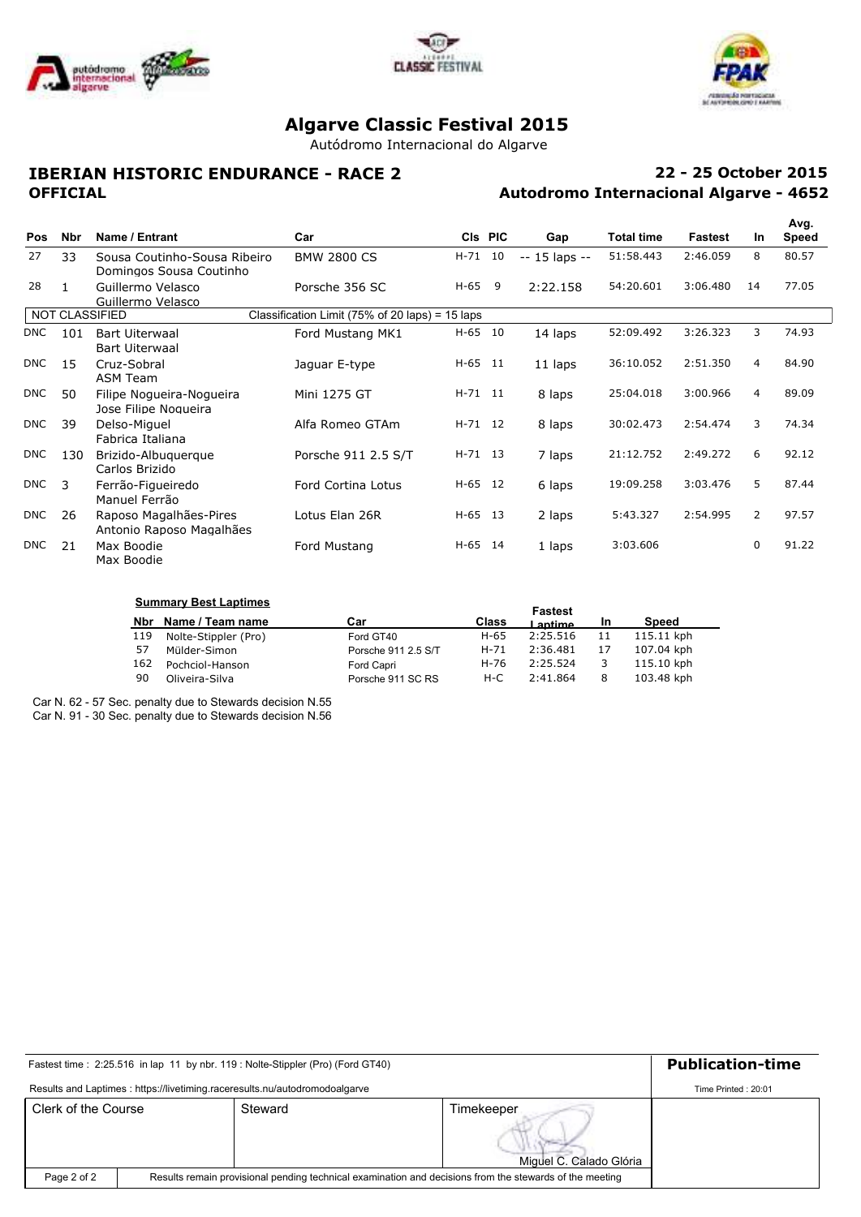# Algarve Classic Festival 2015

Autódromo Internacional do Algarve

## IBERIAN HISTORIC ENDURANCE - RACE 2

**OFFICIAL**

**22 - 25 October 2015**

**Autodromo Internacional Algarve - 4652**

| Pos | Nbr | Name / Entrant | Car | Cls | PIC | Gap | Total time | Fastest | In | Avg. Speed |
|---|---|---|---|---|---|---|---|---|---|---|
| 27 | 33 | Sousa Coutinho-Sousa Ribeiro<br>Domingos Sousa Coutinho | BMW 2800 CS | H-71 | 10 | -- 15 laps -- | 51:58.443 | 2:46.059 | 8 | 80.57 |
| 28 | 1 | Guillermo Velasco<br>Guillermo Velasco | Porsche 356 SC | H-65 | 9 | 2:22.158 | 54:20.601 | 3:06.480 | 14 | 77.05 |
| NOT CLASSIFIED | | Classification Limit (75% of 20 laps) = 15 laps | | | | | | | | |
| DNC | 101 | Bart Uiterwaal<br>Bart Uiterwaal | Ford Mustang MK1 | H-65 | 10 | 14 laps | 52:09.492 | 3:26.323 | 3 | 74.93 |
| DNC | 15 | Cruz-Sobral<br>ASM Team | Jaguar E-type | H-65 | 11 | 11 laps | 36:10.052 | 2:51.350 | 4 | 84.90 |
| DNC | 50 | Filipe Nogueira-Nogueira<br>Jose Filipe Nogueira | Mini 1275 GT | H-71 | 11 | 8 laps | 25:04.018 | 3:00.966 | 4 | 89.09 |
| DNC | 39 | Delso-Miguel<br>Fabrica Italiana | Alfa Romeo GTAm | H-71 | 12 | 8 laps | 30:02.473 | 2:54.474 | 3 | 74.34 |
| DNC | 130 | Brizido-Albuquerque<br>Carlos Brizido | Porsche 911 2.5 S/T | H-71 | 13 | 7 laps | 21:12.752 | 2:49.272 | 6 | 92.12 |
| DNC | 3 | Ferrão-Figueiredo<br>Manuel Ferrão | Ford Cortina Lotus | H-65 | 12 | 6 laps | 19:09.258 | 3:03.476 | 5 | 87.44 |
| DNC | 26 | Raposo Magalhães-Pires<br>Antonio Raposo Magalhães | Lotus Elan 26R | H-65 | 13 | 2 laps | 5:43.327 | 2:54.995 | 2 | 97.57 |
| DNC | 21 | Max Boodie<br>Max Boodie | Ford Mustang | H-65 | 14 | 1 laps | 3:03.606 | | 0 | 91.22 |

**Summary Best Laptimes**

| Nbr | Name / Team name | Car | Class | Fastest Laptime | In | Speed |
|---|---|---|---|---|---|---|
| 119 | Nolte-Stippler (Pro) | Ford GT40 | H-65 | 2:25.516 | 11 | 115.11 kph |
| 57 | Mülder-Simon | Porsche 911 2.5 S/T | H-71 | 2:36.481 | 17 | 107.04 kph |
| 162 | Pochciol-Hanson | Ford Capri | H-76 | 2:25.524 | 3 | 115.10 kph |
| 90 | Oliveira-Silva | Porsche 911 SC RS | H-C | 2:41.864 | 8 | 103.48 kph |

Car N. 62 - 57 Sec. penalty due to Stewards decision N.55
Car N. 91 - 30 Sec. penalty due to Stewards decision N.56

Fastest time : 2:25.516 in lap 11 by nbr. 119 : Nolte-Stippler (Pro) (Ford GT40)

Results and Laptimes : https://livetiming.raceresults.nu/autodromodoalgarve

**Publication-time**

Time Printed : 20:01

| Clerk of the Course | Steward | Timekeeper |
|---|---|---|
| | | Miguel C. Calado Glória |

Results remain provisional pending technical examination and decisions from the stewards of the meeting